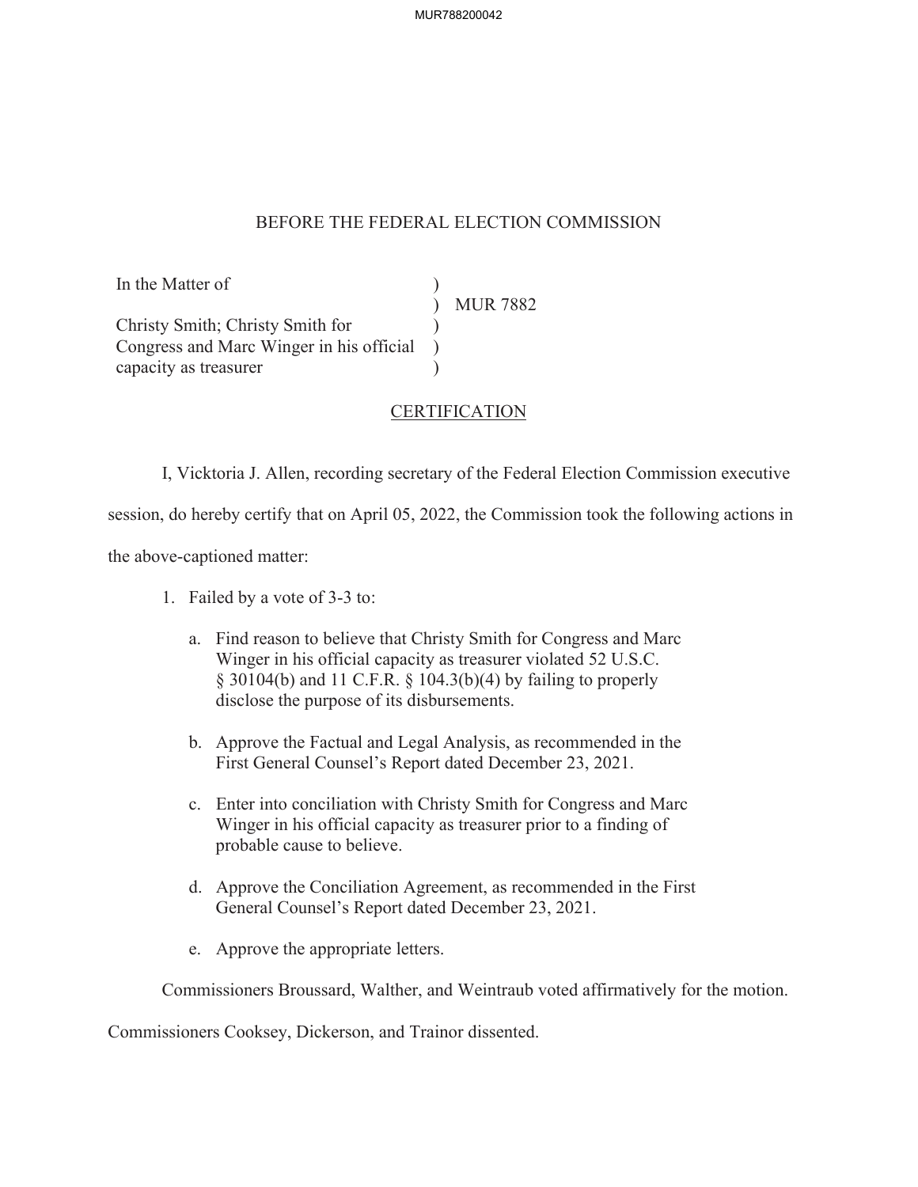BEFORE THE FEDERAL ELECTION COMMISSION

In the Matter of

Christy Smith; Christy Smith for Congress and Marc Winger in his official capacity as treasurer

) MUR 7882

## CERTIFICATION

I, Vicktoria J. Allen, recording secretary of the Federal Election Commission executive session, do hereby certify that on April 05, 2022, the Commission took the following actions in the above-captioned matter:

1. Failed by a vote of 3-3 to:

   a. Find reason to believe that Christy Smith for Congress and Marc Winger in his official capacity as treasurer violated 52 U.S.C. § 30104(b) and 11 C.F.R. § 104.3(b)(4) by failing to properly disclose the purpose of its disbursements.

   b. Approve the Factual and Legal Analysis, as recommended in the First General Counsel's Report dated December 23, 2021.

   c. Enter into conciliation with Christy Smith for Congress and Marc Winger in his official capacity as treasurer prior to a finding of probable cause to believe.

   d. Approve the Conciliation Agreement, as recommended in the First General Counsel's Report dated December 23, 2021.

   e. Approve the appropriate letters.

Commissioners Broussard, Walther, and Weintraub voted affirmatively for the motion. Commissioners Cooksey, Dickerson, and Trainor dissented.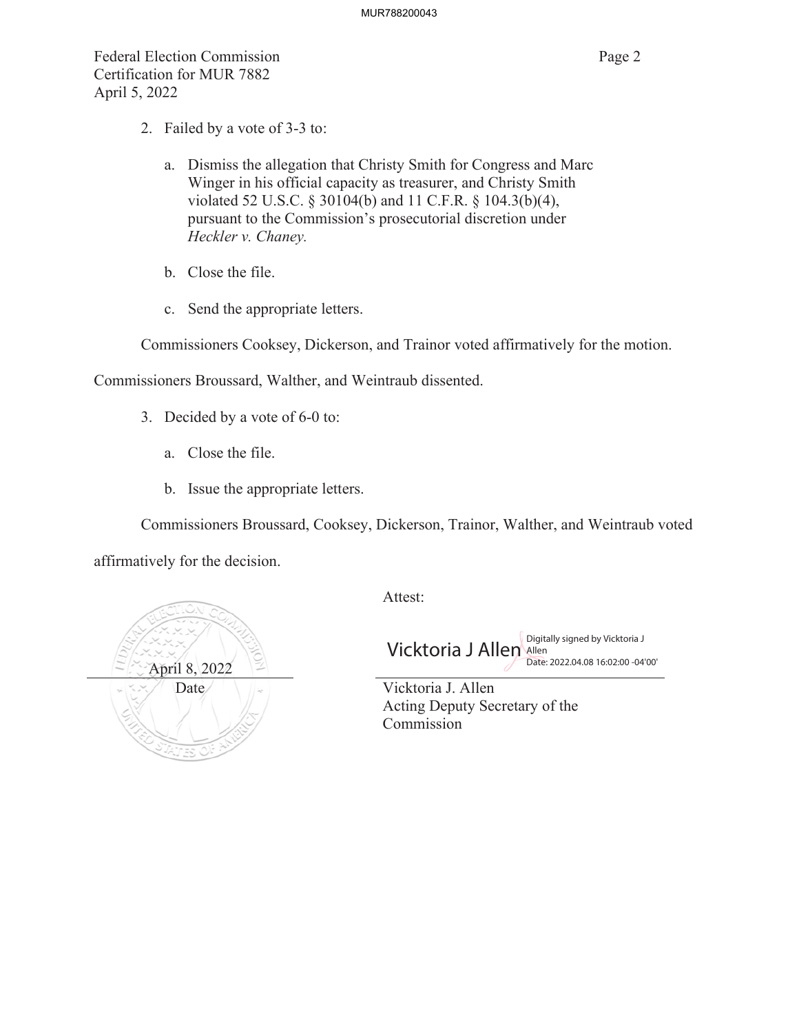Federal Election Commission
Certification for MUR 7882
April 5, 2022

2. Failed by a vote of 3-3 to:

   a. Dismiss the allegation that Christy Smith for Congress and Marc Winger in his official capacity as treasurer, and Christy Smith violated 52 U.S.C. § 30104(b) and 11 C.F.R. § 104.3(b)(4), pursuant to the Commission's prosecutorial discretion under *Heckler v. Chaney.*

   b. Close the file.

   c. Send the appropriate letters.

Commissioners Cooksey, Dickerson, and Trainor voted affirmatively for the motion.

Commissioners Broussard, Walther, and Weintraub dissented.

3. Decided by a vote of 6-0 to:

   a. Close the file.

   b. Issue the appropriate letters.

Commissioners Broussard, Cooksey, Dickerson, Trainor, Walther, and Weintraub voted affirmatively for the decision.

Attest:

April 8, 2022
Date

Vicktoria J Allen
Digitally signed by Vicktoria J Allen
Date: 2022.04.08 16:02:00 -04'00'

Vicktoria J. Allen
Acting Deputy Secretary of the Commission